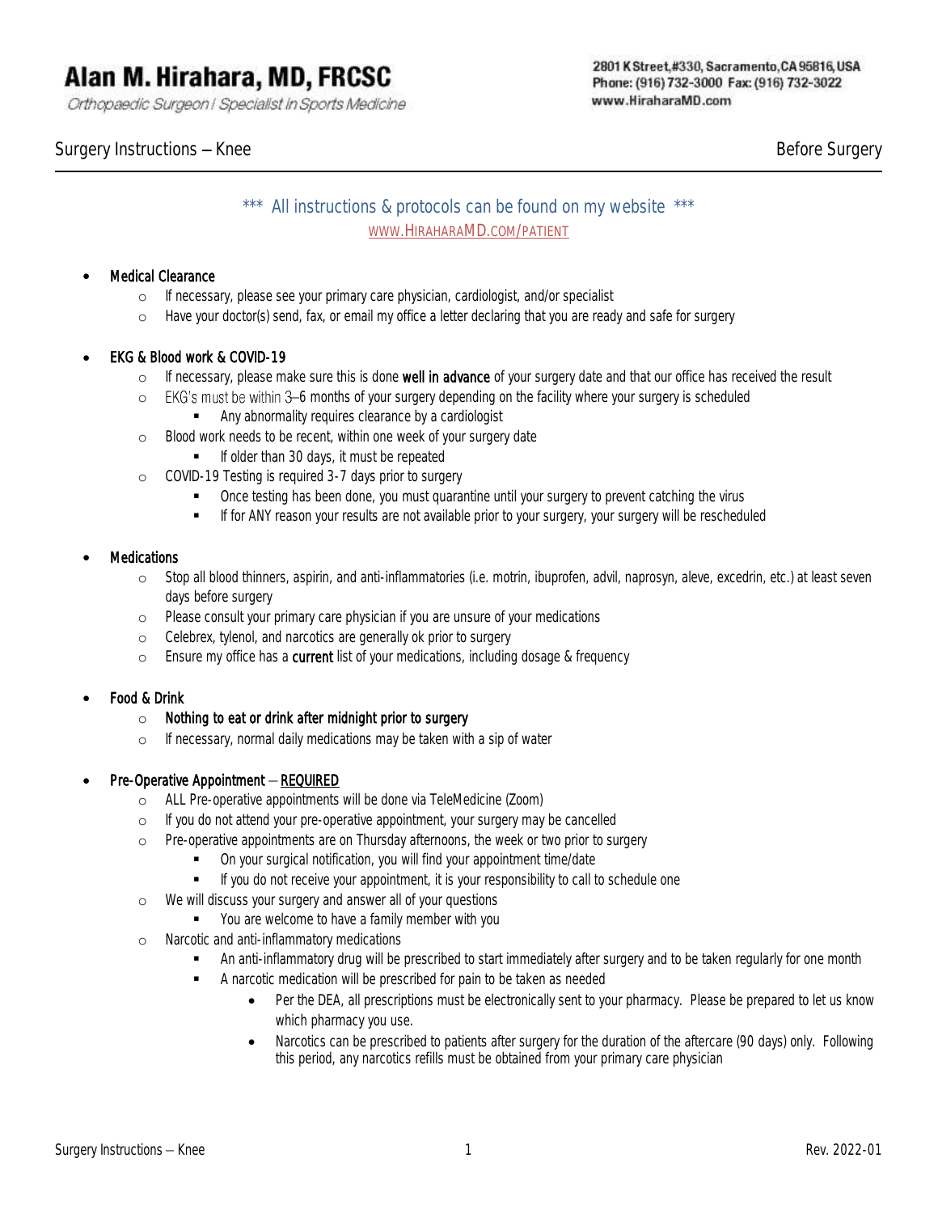# Alan M. Hirahara, MD, FRCSC

*Orthopaedic Surgeon / Specialist in Sports Medicine*

2801 K Street, #330, Sacramento, CA 95816, USA
Phone: (916) 732-3000 Fax: (916) 732-3022
www.HiraharaMD.com

## Surgery Instructions – Knee — Before Surgery

*** All instructions & protocols can be found on my website ***
WWW.HIRAHARAMD.COM/PATIENT

- Medical Clearance
  - If necessary, please see your primary care physician, cardiologist, and/or specialist
  - Have your doctor(s) send, fax, or email my office a letter declaring that you are ready and safe for surgery

- EKG & Blood work & COVID-19
  - If necessary, please make sure this is done **well in advance** of your surgery date and that our office has received the result
  - EKG's must be within 3–6 months of your surgery depending on the facility where your surgery is scheduled
    - Any abnormality requires clearance by a cardiologist
  - Blood work needs to be recent, within one week of your surgery date
    - If older than 30 days, it must be repeated
  - COVID-19 Testing is required 3-7 days prior to surgery
    - Once testing has been done, you must quarantine until your surgery to prevent catching the virus
    - If for ANY reason your results are not available prior to your surgery, your surgery will be rescheduled

- Medications
  - Stop all blood thinners, aspirin, and anti-inflammatories (i.e. motrin, ibuprofen, advil, naprosyn, aleve, excedrin, etc.) at least seven days before surgery
  - Please consult your primary care physician if you are unsure of your medications
  - Celebrex, tylenol, and narcotics are generally ok prior to surgery
  - Ensure my office has a **current** list of your medications, including dosage & frequency

- Food & Drink
  - **Nothing to eat or drink after midnight prior to surgery**
  - If necessary, normal daily medications may be taken with a sip of water

- Pre-Operative Appointment – **REQUIRED**
  - ALL Pre-operative appointments will be done via TeleMedicine (Zoom)
  - If you do not attend your pre-operative appointment, your surgery may be cancelled
  - Pre-operative appointments are on Thursday afternoons, the week or two prior to surgery
    - On your surgical notification, you will find your appointment time/date
    - If you do not receive your appointment, it is your responsibility to call to schedule one
  - We will discuss your surgery and answer all of your questions
    - You are welcome to have a family member with you
  - Narcotic and anti-inflammatory medications
    - An anti-inflammatory drug will be prescribed to start immediately after surgery and to be taken regularly for one month
    - A narcotic medication will be prescribed for pain to be taken as needed
      - Per the DEA, all prescriptions must be electronically sent to your pharmacy. Please be prepared to let us know which pharmacy you use.
      - Narcotics can be prescribed to patients after surgery for the duration of the aftercare (90 days) only. Following this period, any narcotics refills must be obtained from your primary care physician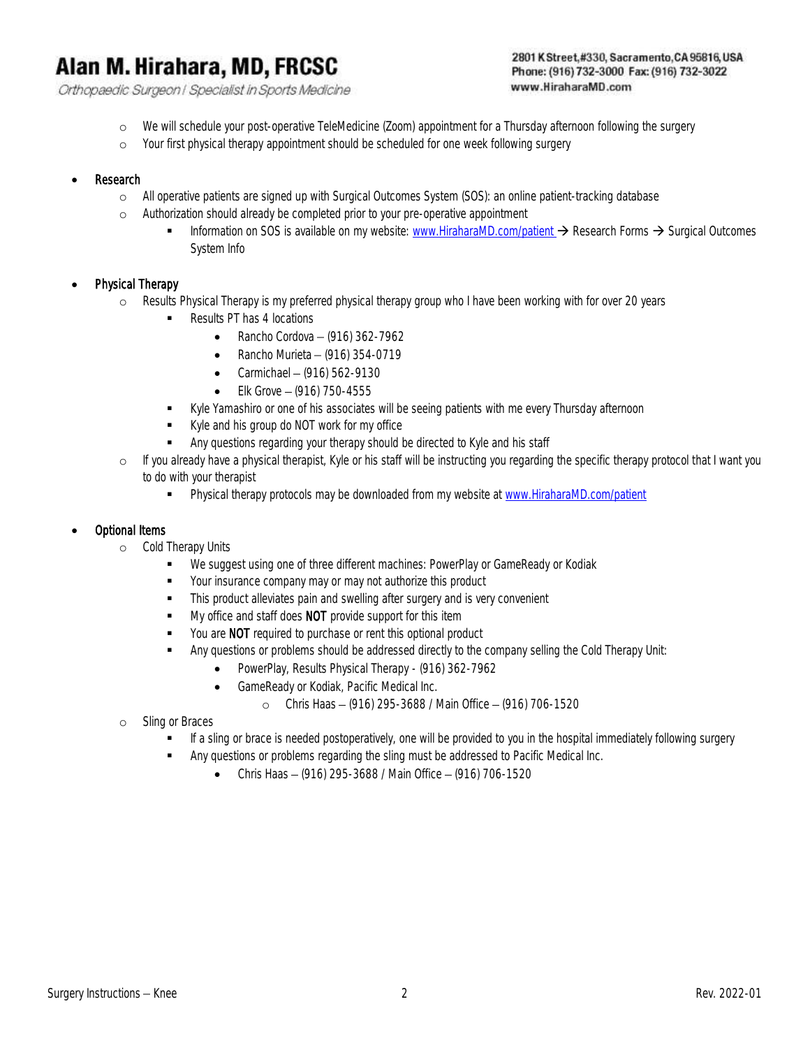- We will schedule your post-operative TeleMedicine (Zoom) appointment for a Thursday afternoon following the surgery
- Your first physical therapy appointment should be scheduled for one week following surgery

- Research
  - All operative patients are signed up with Surgical Outcomes System (SOS): an online patient-tracking database
  - Authorization should already be completed prior to your pre-operative appointment
    - Information on SOS is available on my website: www.HiraharaMD.com/patient → Research Forms → Surgical Outcomes System Info

- Physical Therapy
  - Results Physical Therapy is my preferred physical therapy group who I have been working with for over 20 years
    - Results PT has 4 locations
      - Rancho Cordova – (916) 362-7962
      - Rancho Murieta – (916) 354-0719
      - Carmichael – (916) 562-9130
      - Elk Grove – (916) 750-4555
    - Kyle Yamashiro or one of his associates will be seeing patients with me every Thursday afternoon
    - Kyle and his group do NOT work for my office
    - Any questions regarding your therapy should be directed to Kyle and his staff
  - If you already have a physical therapist, Kyle or his staff will be instructing you regarding the specific therapy protocol that I want you to do with your therapist
    - Physical therapy protocols may be downloaded from my website at www.HiraharaMD.com/patient

- Optional Items
  - Cold Therapy Units
    - We suggest using one of three different machines: PowerPlay or GameReady or Kodiak
    - Your insurance company may or may not authorize this product
    - This product alleviates pain and swelling after surgery and is very convenient
    - My office and staff does **NOT** provide support for this item
    - You are **NOT** required to purchase or rent this optional product
    - Any questions or problems should be addressed directly to the company selling the Cold Therapy Unit:
      - PowerPlay, Results Physical Therapy - (916) 362-7962
      - GameReady or Kodiak, Pacific Medical Inc.
        - Chris Haas – (916) 295-3688 / Main Office – (916) 706-1520
  - Sling or Braces
    - If a sling or brace is needed postoperatively, one will be provided to you in the hospital immediately following surgery
    - Any questions or problems regarding the sling must be addressed to Pacific Medical Inc.
      - Chris Haas – (916) 295-3688 / Main Office – (916) 706-1520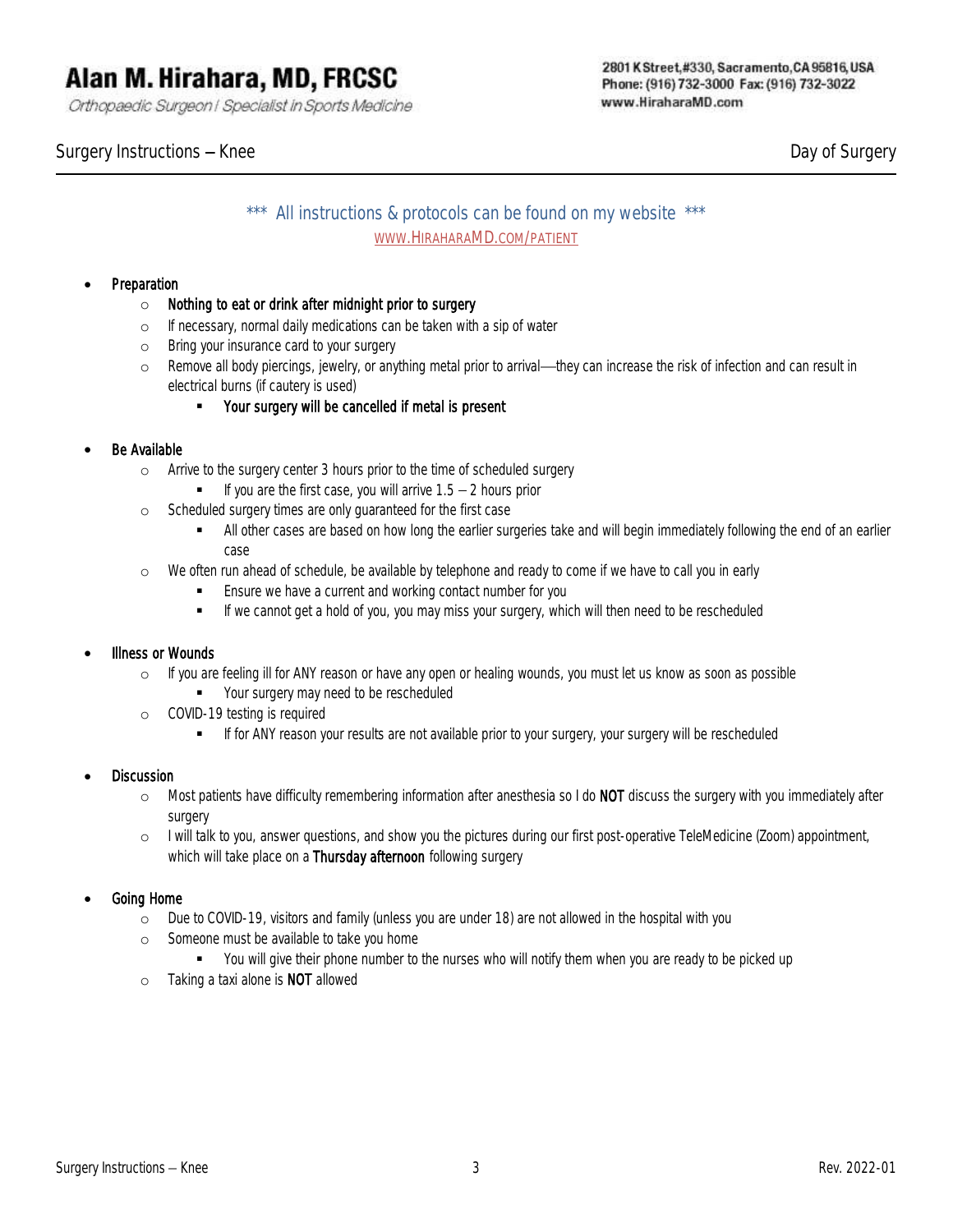# Alan M. Hirahara, MD, FRCSC

*Orthopaedic Surgeon / Specialist in Sports Medicine*

2801 K Street, #330, Sacramento, CA 95816, USA
Phone: (916) 732-3000 Fax: (916) 732-3022
www.HiraharaMD.com

## Surgery Instructions – Knee — Day of Surgery

*** All instructions & protocols can be found on my website ***

WWW.HIRAHARAMD.COM/PATIENT

- **Preparation**
  - **Nothing to eat or drink after midnight prior to surgery**
  - If necessary, normal daily medications can be taken with a sip of water
  - Bring your insurance card to your surgery
  - Remove all body piercings, jewelry, or anything metal prior to arrival—they can increase the risk of infection and can result in electrical burns (if cautery is used)
    - **Your surgery will be cancelled if metal is present**
- **Be Available**
  - Arrive to the surgery center 3 hours prior to the time of scheduled surgery
    - If you are the first case, you will arrive 1.5 – 2 hours prior
  - Scheduled surgery times are only guaranteed for the first case
    - All other cases are based on how long the earlier surgeries take and will begin immediately following the end of an earlier case
  - We often run ahead of schedule, be available by telephone and ready to come if we have to call you in early
    - Ensure we have a current and working contact number for you
    - If we cannot get a hold of you, you may miss your surgery, which will then need to be rescheduled
- **Illness or Wounds**
  - If you are feeling ill for ANY reason or have any open or healing wounds, you must let us know as soon as possible
    - Your surgery may need to be rescheduled
  - COVID-19 testing is required
    - If for ANY reason your results are not available prior to your surgery, your surgery will be rescheduled
- **Discussion**
  - Most patients have difficulty remembering information after anesthesia so I do **NOT** discuss the surgery with you immediately after surgery
  - I will talk to you, answer questions, and show you the pictures during our first post-operative TeleMedicine (Zoom) appointment, which will take place on a **Thursday afternoon** following surgery
- **Going Home**
  - Due to COVID-19, visitors and family (unless you are under 18) are not allowed in the hospital with you
  - Someone must be available to take you home
    - You will give their phone number to the nurses who will notify them when you are ready to be picked up
  - Taking a taxi alone is **NOT** allowed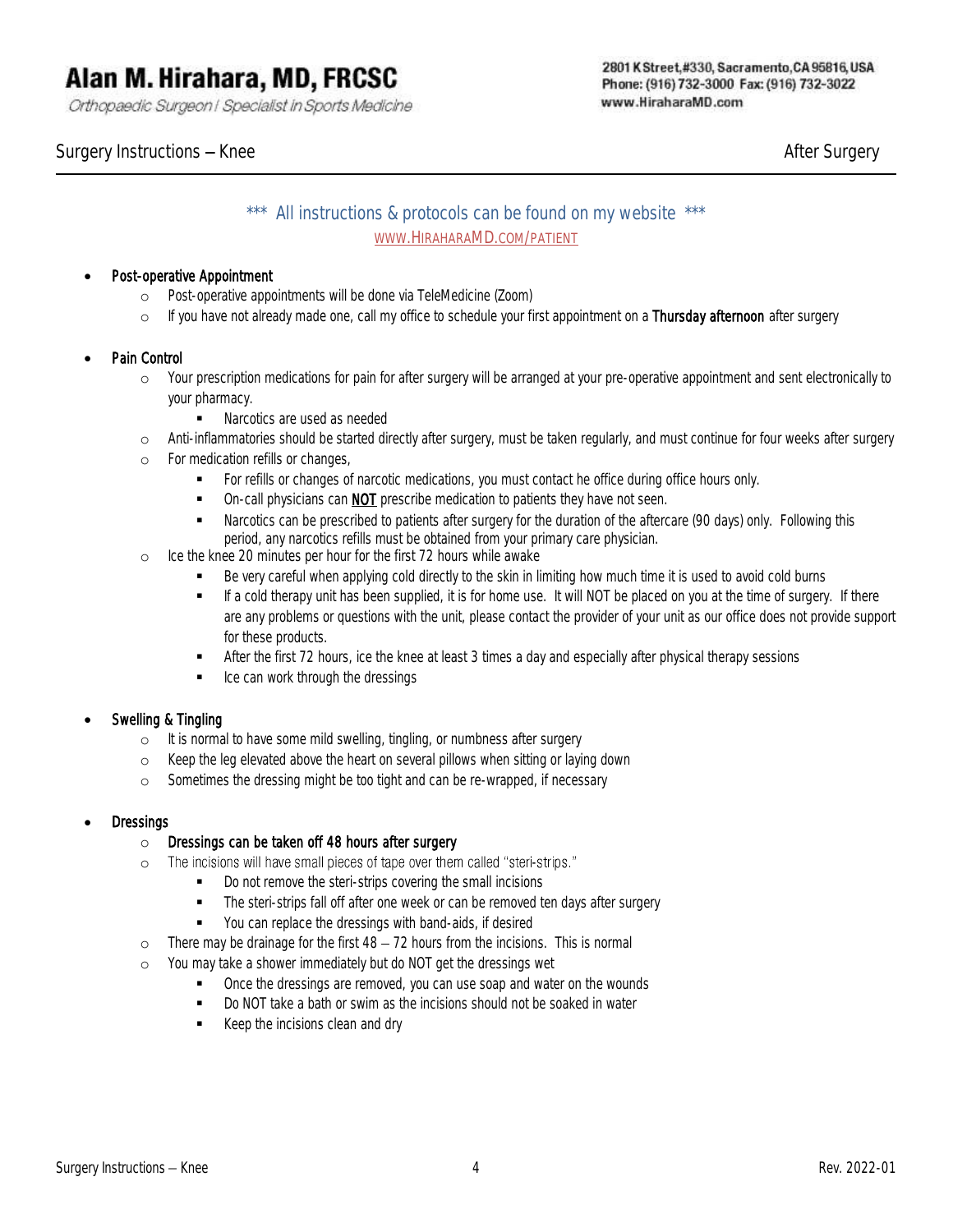# Alan M. Hirahara, MD, FRCSC

*Orthopaedic Surgeon / Specialist in Sports Medicine*

2801 K Street, #330, Sacramento, CA 95816, USA
Phone: (916) 732-3000 Fax: (916) 732-3022
www.HiraharaMD.com

## Surgery Instructions – Knee — After Surgery

*** All instructions & protocols can be found on my website ***

[WWW.HIRAHARAMD.COM/PATIENT](http://WWW.HIRAHARAMD.COM/PATIENT)

- Post-operative Appointment
  - Post-operative appointments will be done via TeleMedicine (Zoom)
  - If you have not already made one, call my office to schedule your first appointment on a **Thursday afternoon** after surgery

- Pain Control
  - Your prescription medications for pain for after surgery will be arranged at your pre-operative appointment and sent electronically to your pharmacy.
    - Narcotics are used as needed
  - Anti-inflammatories should be started directly after surgery, must be taken regularly, and must continue for four weeks after surgery
  - For medication refills or changes,
    - For refills or changes of narcotic medications, you must contact he office during office hours only.
    - On-call physicians can **NOT** prescribe medication to patients they have not seen.
    - Narcotics can be prescribed to patients after surgery for the duration of the aftercare (90 days) only. Following this period, any narcotics refills must be obtained from your primary care physician.
  - Ice the knee 20 minutes per hour for the first 72 hours while awake
    - Be very careful when applying cold directly to the skin in limiting how much time it is used to avoid cold burns
    - If a cold therapy unit has been supplied, it is for home use. It will NOT be placed on you at the time of surgery. If there are any problems or questions with the unit, please contact the provider of your unit as our office does not provide support for these products.
    - After the first 72 hours, ice the knee at least 3 times a day and especially after physical therapy sessions
    - Ice can work through the dressings

- Swelling & Tingling
  - It is normal to have some mild swelling, tingling, or numbness after surgery
  - Keep the leg elevated above the heart on several pillows when sitting or laying down
  - Sometimes the dressing might be too tight and can be re-wrapped, if necessary

- Dressings
  - **Dressings can be taken off 48 hours after surgery**
  - The incisions will have small pieces of tape over them called "steri-strips."
    - Do not remove the steri-strips covering the small incisions
    - The steri-strips fall off after one week or can be removed ten days after surgery
    - You can replace the dressings with band-aids, if desired
  - There may be drainage for the first 48 – 72 hours from the incisions. This is normal
  - You may take a shower immediately but do NOT get the dressings wet
    - Once the dressings are removed, you can use soap and water on the wounds
    - Do NOT take a bath or swim as the incisions should not be soaked in water
    - Keep the incisions clean and dry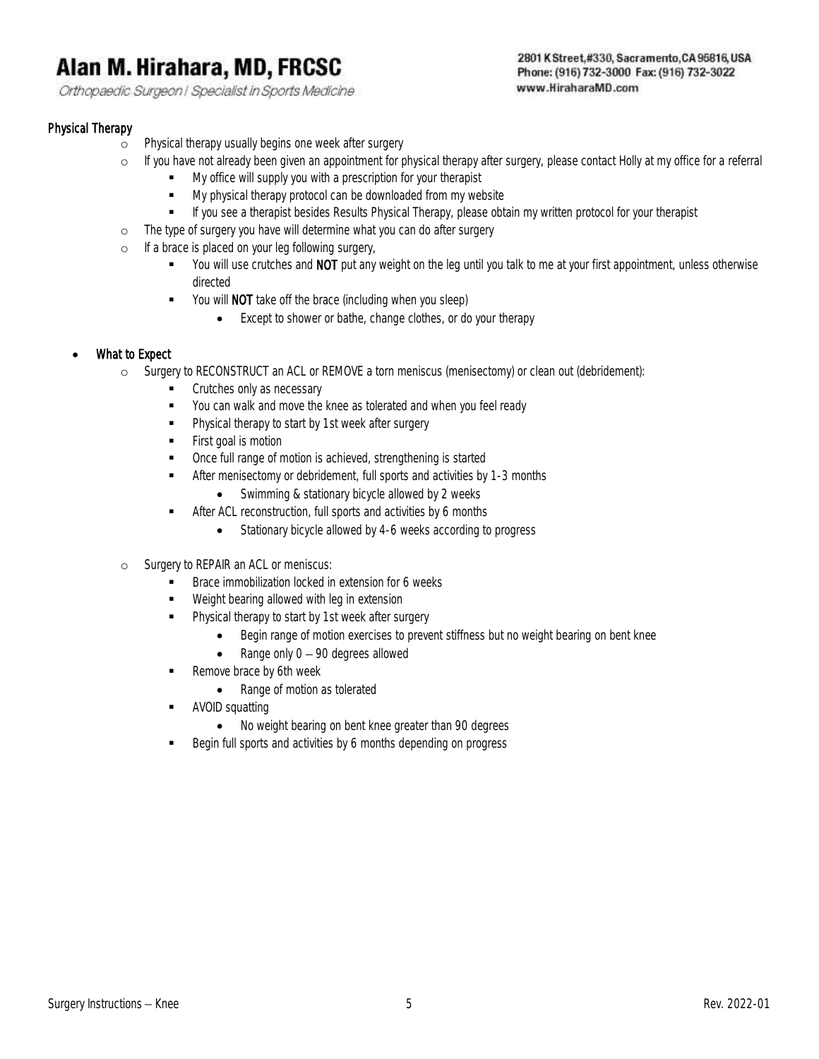Physical Therapy

- Physical therapy usually begins one week after surgery
- If you have not already been given an appointment for physical therapy after surgery, please contact Holly at my office for a referral
  - My office will supply you with a prescription for your therapist
  - My physical therapy protocol can be downloaded from my website
  - If you see a therapist besides Results Physical Therapy, please obtain my written protocol for your therapist
- The type of surgery you have will determine what you can do after surgery
- If a brace is placed on your leg following surgery,
  - You will use crutches and **NOT** put any weight on the leg until you talk to me at your first appointment, unless otherwise directed
  - You will **NOT** take off the brace (including when you sleep)
    - Except to shower or bathe, change clothes, or do your therapy

- What to Expect
  - Surgery to RECONSTRUCT an ACL or REMOVE a torn meniscus (menisectomy) or clean out (debridement):
    - Crutches only as necessary
    - You can walk and move the knee as tolerated and when you feel ready
    - Physical therapy to start by 1st week after surgery
    - First goal is motion
    - Once full range of motion is achieved, strengthening is started
    - After menisectomy or debridement, full sports and activities by 1-3 months
      - Swimming & stationary bicycle allowed by 2 weeks
    - After ACL reconstruction, full sports and activities by 6 months
      - Stationary bicycle allowed by 4-6 weeks according to progress
  - Surgery to REPAIR an ACL or meniscus:
    - Brace immobilization locked in extension for 6 weeks
    - Weight bearing allowed with leg in extension
    - Physical therapy to start by 1st week after surgery
      - Begin range of motion exercises to prevent stiffness but no weight bearing on bent knee
      - Range only 0 – 90 degrees allowed
    - Remove brace by 6th week
      - Range of motion as tolerated
    - AVOID squatting
      - No weight bearing on bent knee greater than 90 degrees
    - Begin full sports and activities by 6 months depending on progress